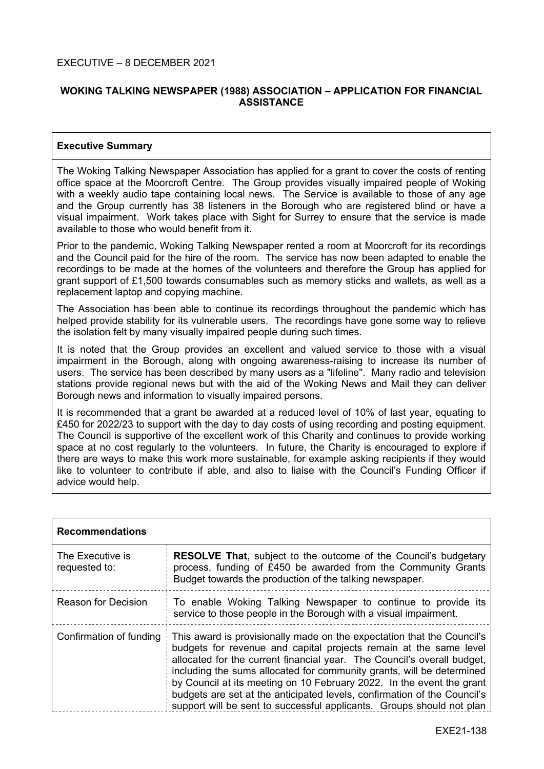EXECUTIVE – 8 DECEMBER 2021

**WOKING TALKING NEWSPAPER (1988) ASSOCIATION – APPLICATION FOR FINANCIAL ASSISTANCE**

**Executive Summary**

The Woking Talking Newspaper Association has applied for a grant to cover the costs of renting office space at the Moorcroft Centre. The Group provides visually impaired people of Woking with a weekly audio tape containing local news. The Service is available to those of any age and the Group currently has 38 listeners in the Borough who are registered blind or have a visual impairment. Work takes place with Sight for Surrey to ensure that the service is made available to those who would benefit from it.

Prior to the pandemic, Woking Talking Newspaper rented a room at Moorcroft for its recordings and the Council paid for the hire of the room. The service has now been adapted to enable the recordings to be made at the homes of the volunteers and therefore the Group has applied for grant support of £1,500 towards consumables such as memory sticks and wallets, as well as a replacement laptop and copying machine.

The Association has been able to continue its recordings throughout the pandemic which has helped provide stability for its vulnerable users. The recordings have gone some way to relieve the isolation felt by many visually impaired people during such times.

It is noted that the Group provides an excellent and valued service to those with a visual impairment in the Borough, along with ongoing awareness-raising to increase its number of users. The service has been described by many users as a "lifeline". Many radio and television stations provide regional news but with the aid of the Woking News and Mail they can deliver Borough news and information to visually impaired persons.

It is recommended that a grant be awarded at a reduced level of 10% of last year, equating to £450 for 2022/23 to support with the day to day costs of using recording and posting equipment. The Council is supportive of the excellent work of this Charity and continues to provide working space at no cost regularly to the volunteers. In future, the Charity is encouraged to explore if there are ways to make this work more sustainable, for example asking recipients if they would like to volunteer to contribute if able, and also to liaise with the Council's Funding Officer if advice would help.

**Recommendations**

| | |
|---|---|
| The Executive is requested to: | **RESOLVE That**, subject to the outcome of the Council's budgetary process, funding of £450 be awarded from the Community Grants Budget towards the production of the talking newspaper. |
| Reason for Decision | To enable Woking Talking Newspaper to continue to provide its service to those people in the Borough with a visual impairment. |
| Confirmation of funding | This award is provisionally made on the expectation that the Council's budgets for revenue and capital projects remain at the same level allocated for the current financial year. The Council's overall budget, including the sums allocated for community grants, will be determined by Council at its meeting on 10 February 2022. In the event the grant budgets are set at the anticipated levels, confirmation of the Council's support will be sent to successful applicants. Groups should not plan |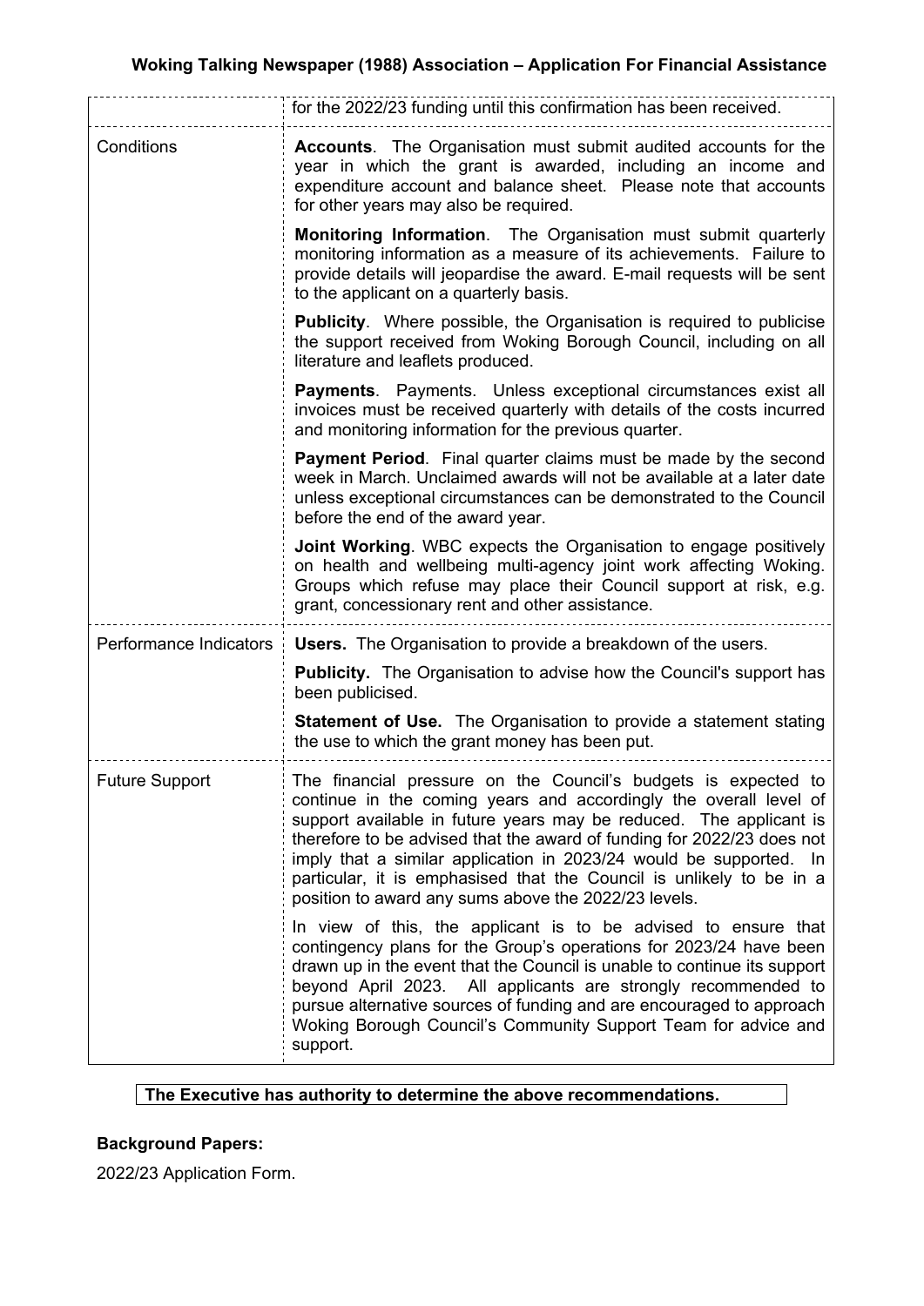| | |
|---|---|
| | for the 2022/23 funding until this confirmation has been received. |
| Conditions | **Accounts**. The Organisation must submit audited accounts for the year in which the grant is awarded, including an income and expenditure account and balance sheet. Please note that accounts for other years may also be required.<br><br>**Monitoring Information**. The Organisation must submit quarterly monitoring information as a measure of its achievements. Failure to provide details will jeopardise the award. E-mail requests will be sent to the applicant on a quarterly basis.<br><br>**Publicity**. Where possible, the Organisation is required to publicise the support received from Woking Borough Council, including on all literature and leaflets produced.<br><br>**Payments**. Payments. Unless exceptional circumstances exist all invoices must be received quarterly with details of the costs incurred and monitoring information for the previous quarter.<br><br>**Payment Period**. Final quarter claims must be made by the second week in March. Unclaimed awards will not be available at a later date unless exceptional circumstances can be demonstrated to the Council before the end of the award year.<br><br>**Joint Working**. WBC expects the Organisation to engage positively on health and wellbeing multi-agency joint work affecting Woking. Groups which refuse may place their Council support at risk, e.g. grant, concessionary rent and other assistance. |
| Performance Indicators | **Users.** The Organisation to provide a breakdown of the users.<br><br>**Publicity.** The Organisation to advise how the Council's support has been publicised.<br><br>**Statement of Use.** The Organisation to provide a statement stating the use to which the grant money has been put. |
| Future Support | The financial pressure on the Council's budgets is expected to continue in the coming years and accordingly the overall level of support available in future years may be reduced. The applicant is therefore to be advised that the award of funding for 2022/23 does not imply that a similar application in 2023/24 would be supported. In particular, it is emphasised that the Council is unlikely to be in a position to award any sums above the 2022/23 levels.<br><br>In view of this, the applicant is to be advised to ensure that contingency plans for the Group's operations for 2023/24 have been drawn up in the event that the Council is unable to continue its support beyond April 2023. All applicants are strongly recommended to pursue alternative sources of funding and are encouraged to approach Woking Borough Council's Community Support Team for advice and support. |

**The Executive has authority to determine the above recommendations.**

**Background Papers:**

2022/23 Application Form.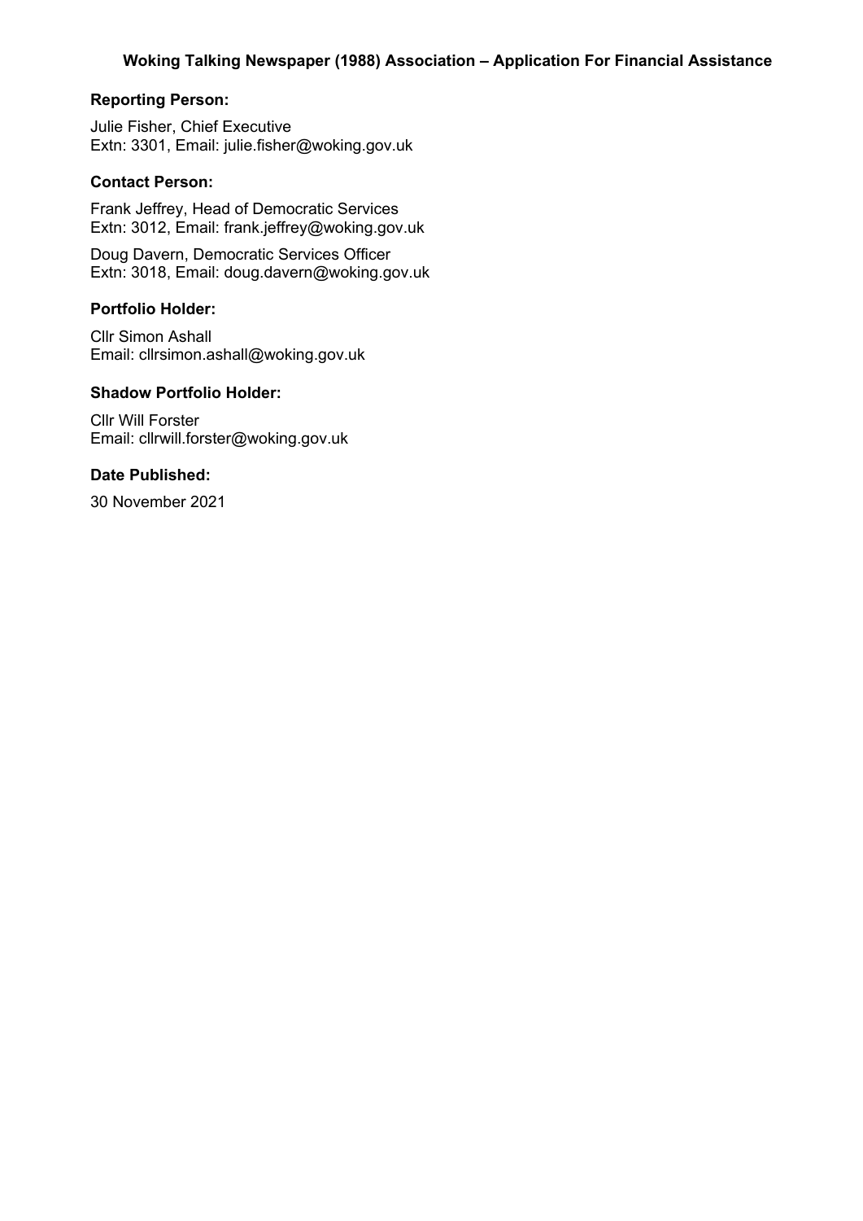**Woking Talking Newspaper (1988) Association – Application For Financial Assistance**

### Reporting Person:

Julie Fisher, Chief Executive
Extn: 3301, Email: julie.fisher@woking.gov.uk

### Contact Person:

Frank Jeffrey, Head of Democratic Services
Extn: 3012, Email: frank.jeffrey@woking.gov.uk

Doug Davern, Democratic Services Officer
Extn: 3018, Email: doug.davern@woking.gov.uk

### Portfolio Holder:

Cllr Simon Ashall
Email: cllrsimon.ashall@woking.gov.uk

### Shadow Portfolio Holder:

Cllr Will Forster
Email: cllrwill.forster@woking.gov.uk

### Date Published:

30 November 2021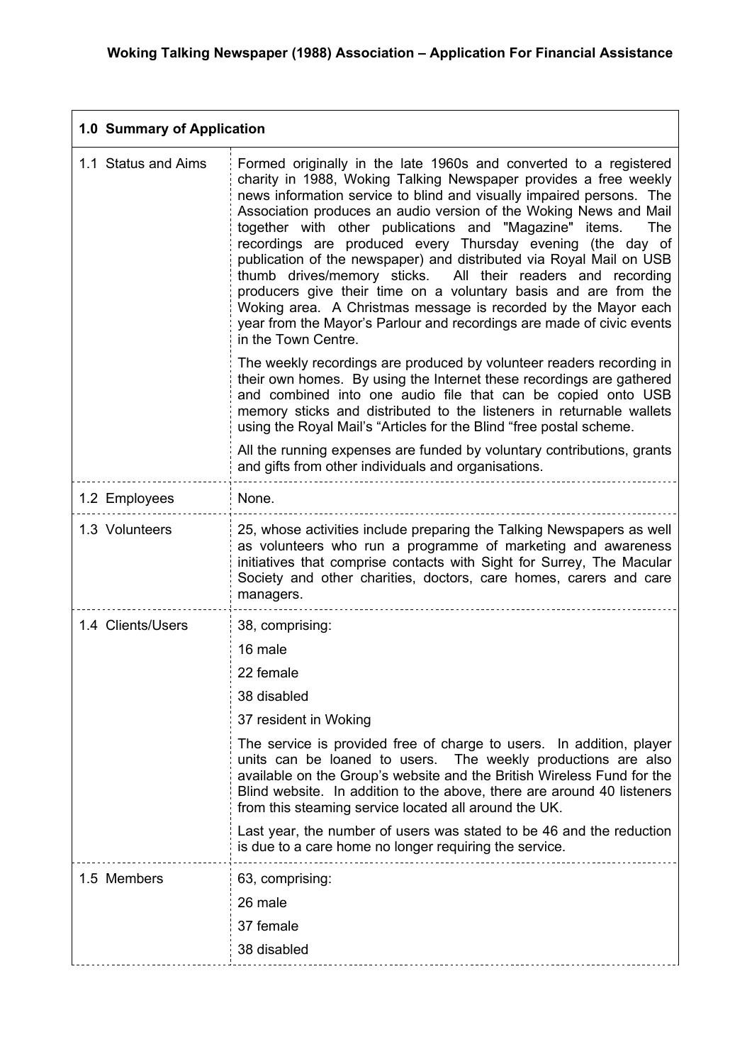**Woking Talking Newspaper (1988) Association – Application For Financial Assistance**

| **1.0 Summary of Application** | |
|---|---|
| 1.1 Status and Aims | Formed originally in the late 1960s and converted to a registered charity in 1988, Woking Talking Newspaper provides a free weekly news information service to blind and visually impaired persons. The Association produces an audio version of the Woking News and Mail together with other publications and "Magazine" items. The recordings are produced every Thursday evening (the day of publication of the newspaper) and distributed via Royal Mail on USB thumb drives/memory sticks. All their readers and recording producers give their time on a voluntary basis and are from the Woking area. A Christmas message is recorded by the Mayor each year from the Mayor's Parlour and recordings are made of civic events in the Town Centre.<br><br>The weekly recordings are produced by volunteer readers recording in their own homes. By using the Internet these recordings are gathered and combined into one audio file that can be copied onto USB memory sticks and distributed to the listeners in returnable wallets using the Royal Mail's "Articles for the Blind "free postal scheme.<br><br>All the running expenses are funded by voluntary contributions, grants and gifts from other individuals and organisations. |
| 1.2 Employees | None. |
| 1.3 Volunteers | 25, whose activities include preparing the Talking Newspapers as well as volunteers who run a programme of marketing and awareness initiatives that comprise contacts with Sight for Surrey, The Macular Society and other charities, doctors, care homes, carers and care managers. |
| 1.4 Clients/Users | 38, comprising:<br>16 male<br>22 female<br>38 disabled<br>37 resident in Woking<br><br>The service is provided free of charge to users. In addition, player units can be loaned to users. The weekly productions are also available on the Group's website and the British Wireless Fund for the Blind website. In addition to the above, there are around 40 listeners from this steaming service located all around the UK.<br><br>Last year, the number of users was stated to be 46 and the reduction is due to a care home no longer requiring the service. |
| 1.5 Members | 63, comprising:<br>26 male<br>37 female<br>38 disabled |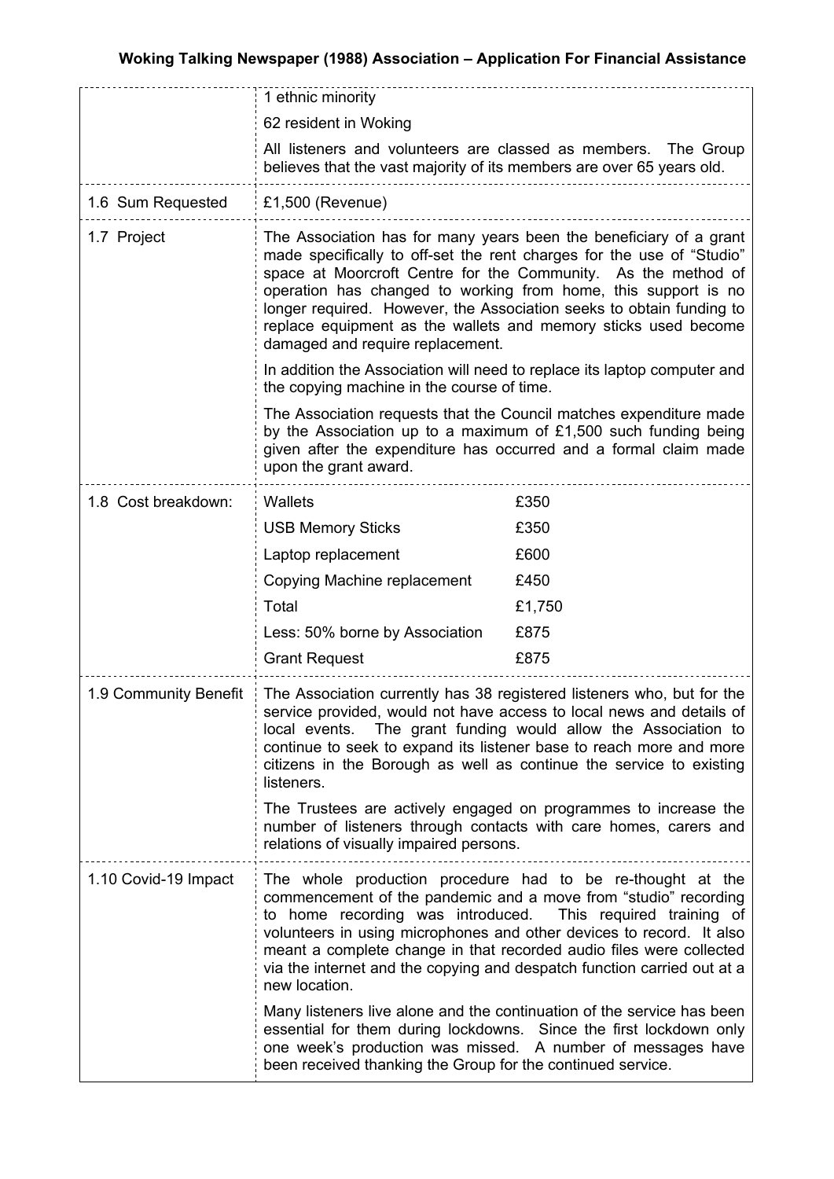| | |
|---|---|
| | 1 ethnic minority<br><br>62 resident in Woking<br><br>All listeners and volunteers are classed as members. The Group believes that the vast majority of its members are over 65 years old. |
| 1.6 Sum Requested | £1,500 (Revenue) |
| 1.7 Project | The Association has for many years been the beneficiary of a grant made specifically to off-set the rent charges for the use of "Studio" space at Moorcroft Centre for the Community. As the method of operation has changed to working from home, this support is no longer required. However, the Association seeks to obtain funding to replace equipment as the wallets and memory sticks used become damaged and require replacement.<br><br>In addition the Association will need to replace its laptop computer and the copying machine in the course of time.<br><br>The Association requests that the Council matches expenditure made by the Association up to a maximum of £1,500 such funding being given after the expenditure has occurred and a formal claim made upon the grant award. |
| 1.8 Cost breakdown: | Wallets — £350<br>USB Memory Sticks — £350<br>Laptop replacement — £600<br>Copying Machine replacement — £450<br>Total — £1,750<br>Less: 50% borne by Association — £875<br>Grant Request — £875 |
| 1.9 Community Benefit | The Association currently has 38 registered listeners who, but for the service provided, would not have access to local news and details of local events. The grant funding would allow the Association to continue to seek to expand its listener base to reach more and more citizens in the Borough as well as continue the service to existing listeners.<br><br>The Trustees are actively engaged on programmes to increase the number of listeners through contacts with care homes, carers and relations of visually impaired persons. |
| 1.10 Covid-19 Impact | The whole production procedure had to be re-thought at the commencement of the pandemic and a move from "studio" recording to home recording was introduced. This required training of volunteers in using microphones and other devices to record. It also meant a complete change in that recorded audio files were collected via the internet and the copying and despatch function carried out at a new location.<br><br>Many listeners live alone and the continuation of the service has been essential for them during lockdowns. Since the first lockdown only one week's production was missed. A number of messages have been received thanking the Group for the continued service. |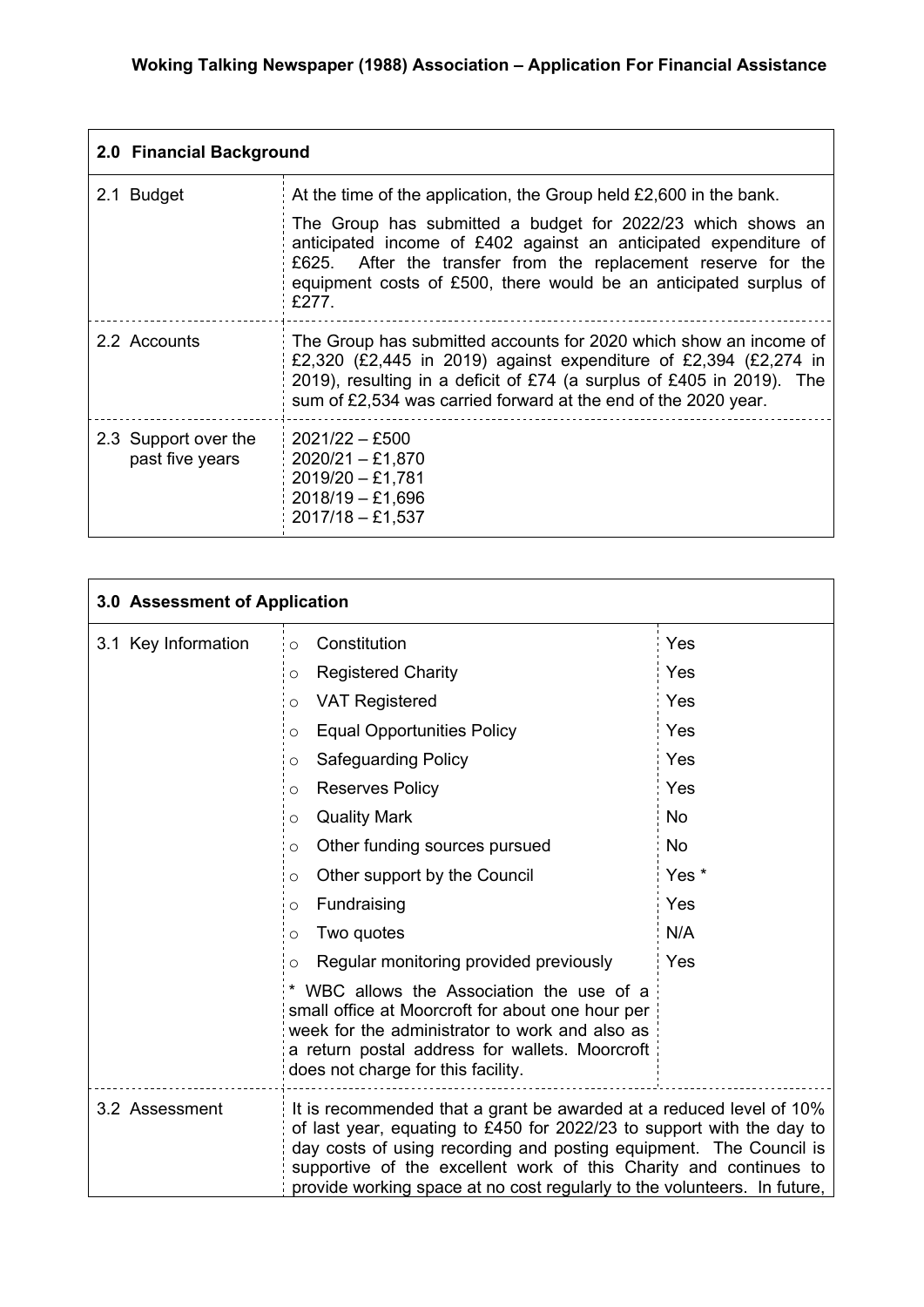**Woking Talking Newspaper (1988) Association – Application For Financial Assistance**

| **2.0 Financial Background** | |
|---|---|
| 2.1 Budget | At the time of the application, the Group held £2,600 in the bank.<br><br>The Group has submitted a budget for 2022/23 which shows an anticipated income of £402 against an anticipated expenditure of £625. After the transfer from the replacement reserve for the equipment costs of £500, there would be an anticipated surplus of £277. |
| 2.2 Accounts | The Group has submitted accounts for 2020 which show an income of £2,320 (£2,445 in 2019) against expenditure of £2,394 (£2,274 in 2019), resulting in a deficit of £74 (a surplus of £405 in 2019). The sum of £2,534 was carried forward at the end of the 2020 year. |
| 2.3 Support over the past five years | 2021/22 – £500<br>2020/21 – £1,870<br>2019/20 – £1,781<br>2018/19 – £1,696<br>2017/18 – £1,537 |

| **3.0 Assessment of Application** | | |
|---|---|---|
| 3.1 Key Information | ○ Constitution | Yes |
| | ○ Registered Charity | Yes |
| | ○ VAT Registered | Yes |
| | ○ Equal Opportunities Policy | Yes |
| | ○ Safeguarding Policy | Yes |
| | ○ Reserves Policy | Yes |
| | ○ Quality Mark | No |
| | ○ Other funding sources pursued | No |
| | ○ Other support by the Council | Yes * |
| | ○ Fundraising | Yes |
| | ○ Two quotes | N/A |
| | ○ Regular monitoring provided previously | Yes |
| | * WBC allows the Association the use of a small office at Moorcroft for about one hour per week for the administrator to work and also as a return postal address for wallets. Moorcroft does not charge for this facility. | |
| 3.2 Assessment | It is recommended that a grant be awarded at a reduced level of 10% of last year, equating to £450 for 2022/23 to support with the day to day costs of using recording and posting equipment. The Council is supportive of the excellent work of this Charity and continues to provide working space at no cost regularly to the volunteers. In future, | |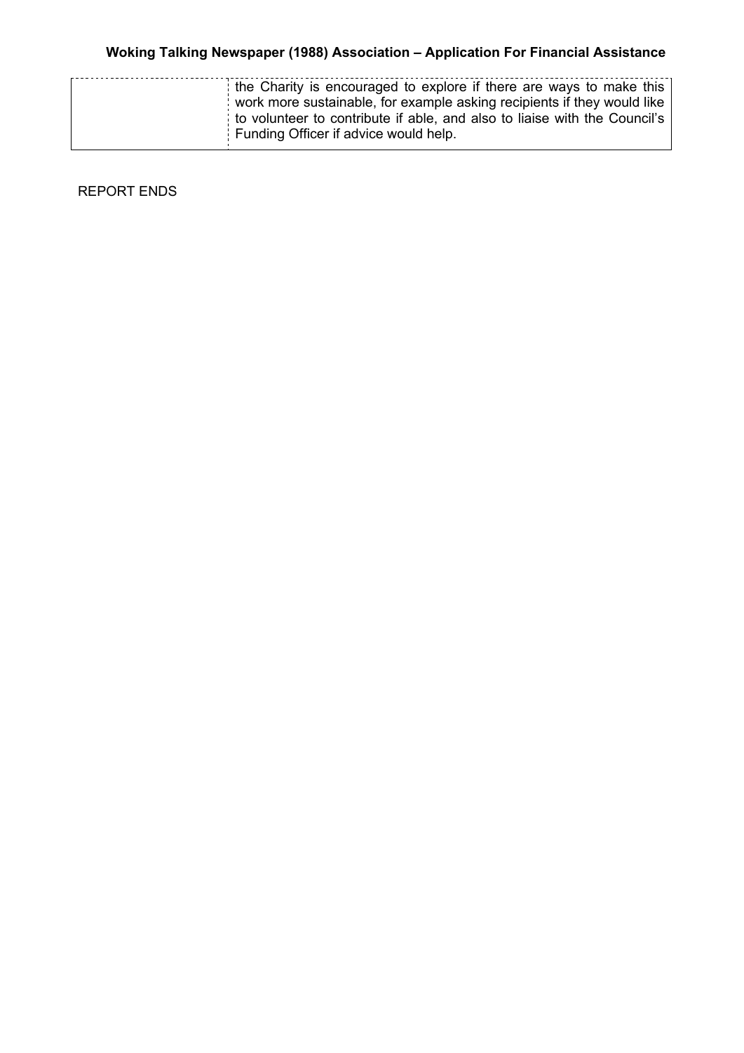| | |
|---|---|
| | the Charity is encouraged to explore if there are ways to make this work more sustainable, for example asking recipients if they would like to volunteer to contribute if able, and also to liaise with the Council's Funding Officer if advice would help. |

REPORT ENDS